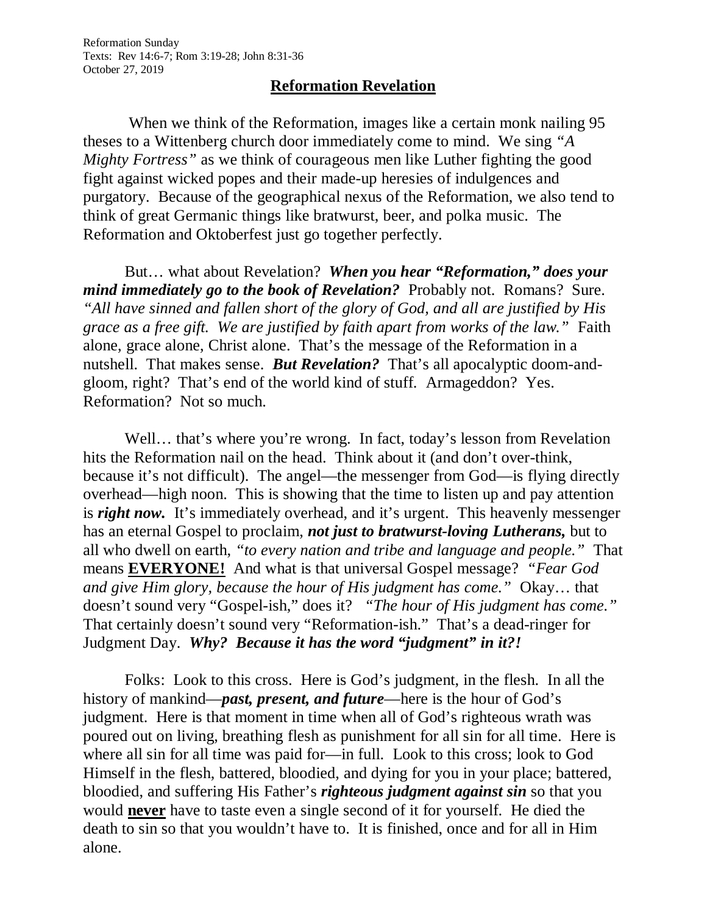Reformation Sunday
Texts: Rev 14:6-7; Rom 3:19-28; John 8:31-36
October 27, 2019

# Reformation Revelation

When we think of the Reformation, images like a certain monk nailing 95 theses to a Wittenberg church door immediately come to mind. We sing *"A Mighty Fortress"* as we think of courageous men like Luther fighting the good fight against wicked popes and their made-up heresies of indulgences and purgatory. Because of the geographical nexus of the Reformation, we also tend to think of great Germanic things like bratwurst, beer, and polka music. The Reformation and Oktoberfest just go together perfectly.

But… what about Revelation? ***When you hear "Reformation," does your mind immediately go to the book of Revelation?*** Probably not. Romans? Sure. *"All have sinned and fallen short of the glory of God, and all are justified by His grace as a free gift. We are justified by faith apart from works of the law."* Faith alone, grace alone, Christ alone. That's the message of the Reformation in a nutshell. That makes sense. ***But Revelation?*** That's all apocalyptic doom-and-gloom, right? That's end of the world kind of stuff. Armageddon? Yes. Reformation? Not so much.

Well… that's where you're wrong. In fact, today's lesson from Revelation hits the Reformation nail on the head. Think about it (and don't over-think, because it's not difficult). The angel—the messenger from God—is flying directly overhead—high noon. This is showing that the time to listen up and pay attention is ***right now.*** It's immediately overhead, and it's urgent. This heavenly messenger has an eternal Gospel to proclaim, ***not just to bratwurst-loving Lutherans,*** but to all who dwell on earth, *"to every nation and tribe and language and people."* That means **<u>EVERYONE!</u>** And what is that universal Gospel message? *"Fear God and give Him glory, because the hour of His judgment has come."* Okay… that doesn't sound very "Gospel-ish," does it? *"The hour of His judgment has come."* That certainly doesn't sound very "Reformation-ish." That's a dead-ringer for Judgment Day. ***Why? Because it has the word "judgment" in it?!***

Folks: Look to this cross. Here is God's judgment, in the flesh. In all the history of mankind—***past, present, and future***—here is the hour of God's judgment. Here is that moment in time when all of God's righteous wrath was poured out on living, breathing flesh as punishment for all sin for all time. Here is where all sin for all time was paid for—in full. Look to this cross; look to God Himself in the flesh, battered, bloodied, and dying for you in your place; battered, bloodied, and suffering His Father's ***righteous judgment against sin*** so that you would **<u>never</u>** have to taste even a single second of it for yourself. He died the death to sin so that you wouldn't have to. It is finished, once and for all in Him alone.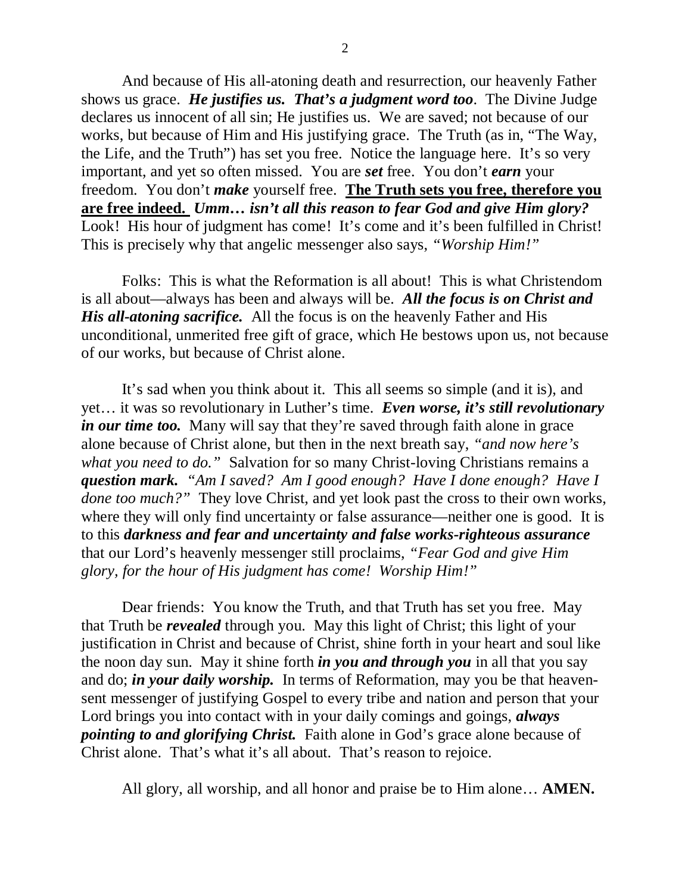And because of His all-atoning death and resurrection, our heavenly Father shows us grace. ***He justifies us. That's a judgment word too***. The Divine Judge declares us innocent of all sin; He justifies us. We are saved; not because of our works, but because of Him and His justifying grace. The Truth (as in, "The Way, the Life, and the Truth") has set you free. Notice the language here. It's so very important, and yet so often missed. You are ***set*** free. You don't ***earn*** your freedom. You don't ***make*** yourself free. **The Truth sets you free, therefore you are free indeed.** ***Umm… isn't all this reason to fear God and give Him glory?*** Look! His hour of judgment has come! It's come and it's been fulfilled in Christ! This is precisely why that angelic messenger also says, *"Worship Him!"*

Folks: This is what the Reformation is all about! This is what Christendom is all about—always has been and always will be. ***All the focus is on Christ and His all-atoning sacrifice.*** All the focus is on the heavenly Father and His unconditional, unmerited free gift of grace, which He bestows upon us, not because of our works, but because of Christ alone.

It's sad when you think about it. This all seems so simple (and it is), and yet… it was so revolutionary in Luther's time. ***Even worse, it's still revolutionary in our time too.*** Many will say that they're saved through faith alone in grace alone because of Christ alone, but then in the next breath say, *"and now here's what you need to do."* Salvation for so many Christ-loving Christians remains a ***question mark.*** *"Am I saved? Am I good enough? Have I done enough? Have I done too much?"* They love Christ, and yet look past the cross to their own works, where they will only find uncertainty or false assurance—neither one is good. It is to this ***darkness and fear and uncertainty and false works-righteous assurance*** that our Lord's heavenly messenger still proclaims, *"Fear God and give Him glory, for the hour of His judgment has come! Worship Him!"*

Dear friends: You know the Truth, and that Truth has set you free. May that Truth be ***revealed*** through you. May this light of Christ; this light of your justification in Christ and because of Christ, shine forth in your heart and soul like the noon day sun. May it shine forth ***in you and through you*** in all that you say and do; ***in your daily worship.*** In terms of Reformation, may you be that heaven-sent messenger of justifying Gospel to every tribe and nation and person that your Lord brings you into contact with in your daily comings and goings, ***always pointing to and glorifying Christ.*** Faith alone in God's grace alone because of Christ alone. That's what it's all about. That's reason to rejoice.

All glory, all worship, and all honor and praise be to Him alone… **AMEN.**